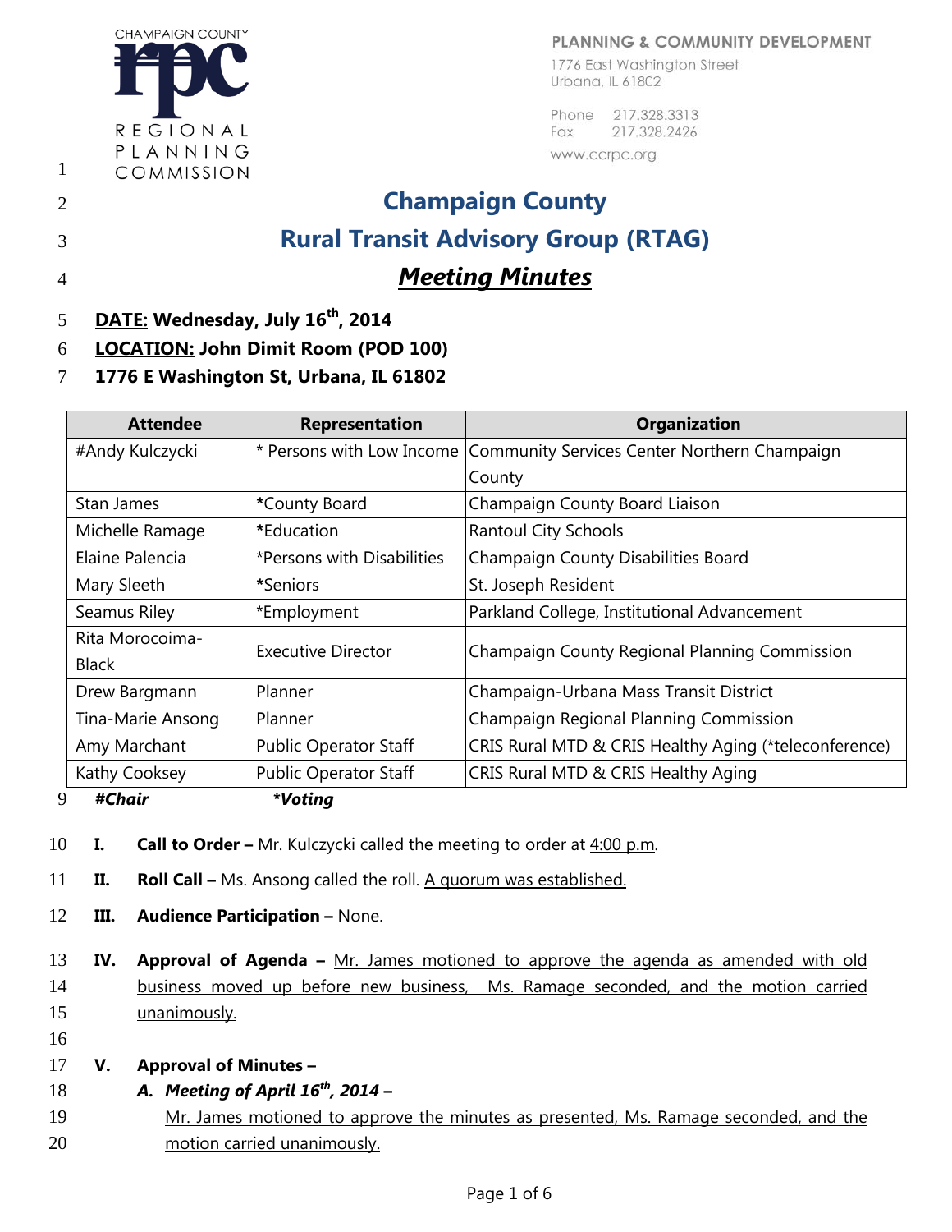CHAMPAIGN COUNTY
rpc
REGIONAL PLANNING COMMISSION

PLANNING & COMMUNITY DEVELOPMENT
1776 East Washington Street
Urbana, IL 61802

Phone 217.328.3313
Fax 217.328.2426
www.ccrpc.org

# Champaign County
# Rural Transit Advisory Group (RTAG)
# ***Meeting Minutes***

**DATE: Wednesday, July 16th, 2014**
**LOCATION: John Dimit Room (POD 100)**
**1776 E Washington St, Urbana, IL 61802**

| Attendee | Representation | Organization |
|---|---|---|
| #Andy Kulczycki | * Persons with Low Income | Community Services Center Northern Champaign County |
| Stan James | *County Board | Champaign County Board Liaison |
| Michelle Ramage | *Education | Rantoul City Schools |
| Elaine Palencia | *Persons with Disabilities | Champaign County Disabilities Board |
| Mary Sleeth | *Seniors | St. Joseph Resident |
| Seamus Riley | *Employment | Parkland College, Institutional Advancement |
| Rita Morocoima-Black | Executive Director | Champaign County Regional Planning Commission |
| Drew Bargmann | Planner | Champaign-Urbana Mass Transit District |
| Tina-Marie Ansong | Planner | Champaign Regional Planning Commission |
| Amy Marchant | Public Operator Staff | CRIS Rural MTD & CRIS Healthy Aging (*teleconference) |
| Kathy Cooksey | Public Operator Staff | CRIS Rural MTD & CRIS Healthy Aging |

***#Chair*** ***\*Voting***

**I. Call to Order –** Mr. Kulczycki called the meeting to order at 4:00 p.m.

**II. Roll Call –** Ms. Ansong called the roll. A quorum was established.

**III. Audience Participation –** None.

**IV. Approval of Agenda –** Mr. James motioned to approve the agenda as amended with old business moved up before new business, Ms. Ramage seconded, and the motion carried unanimously.

**V. Approval of Minutes –**

***A. Meeting of April 16th, 2014 –***

Mr. James motioned to approve the minutes as presented, Ms. Ramage seconded, and the motion carried unanimously.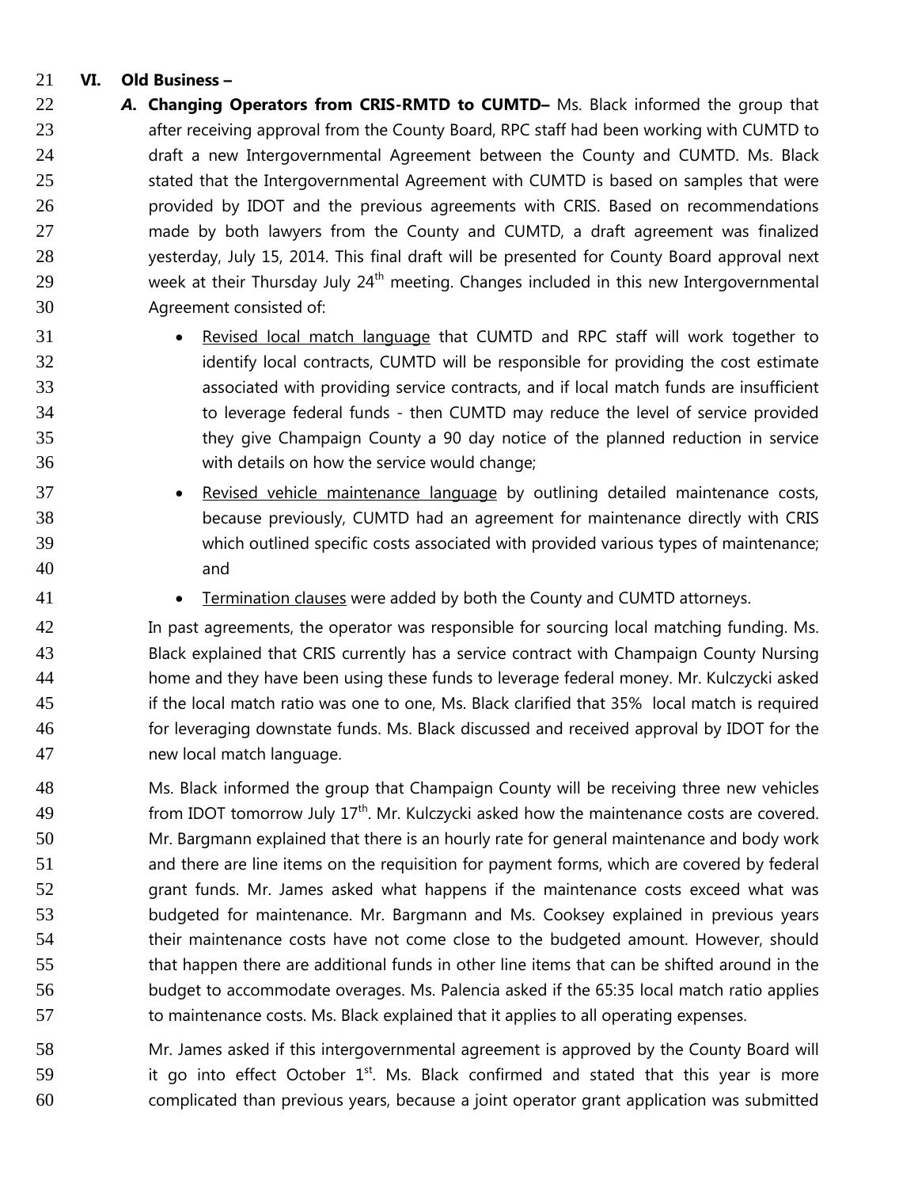## VI. Old Business –

***A.* Changing Operators from CRIS-RMTD to CUMTD–** Ms. Black informed the group that after receiving approval from the County Board, RPC staff had been working with CUMTD to draft a new Intergovernmental Agreement between the County and CUMTD. Ms. Black stated that the Intergovernmental Agreement with CUMTD is based on samples that were provided by IDOT and the previous agreements with CRIS. Based on recommendations made by both lawyers from the County and CUMTD, a draft agreement was finalized yesterday, July 15, 2014. This final draft will be presented for County Board approval next week at their Thursday July 24th meeting. Changes included in this new Intergovernmental Agreement consisted of:

- Revised local match language that CUMTD and RPC staff will work together to identify local contracts, CUMTD will be responsible for providing the cost estimate associated with providing service contracts, and if local match funds are insufficient to leverage federal funds - then CUMTD may reduce the level of service provided they give Champaign County a 90 day notice of the planned reduction in service with details on how the service would change;
- Revised vehicle maintenance language by outlining detailed maintenance costs, because previously, CUMTD had an agreement for maintenance directly with CRIS which outlined specific costs associated with provided various types of maintenance; and
- Termination clauses were added by both the County and CUMTD attorneys.

In past agreements, the operator was responsible for sourcing local matching funding. Ms. Black explained that CRIS currently has a service contract with Champaign County Nursing home and they have been using these funds to leverage federal money. Mr. Kulczycki asked if the local match ratio was one to one, Ms. Black clarified that 35% local match is required for leveraging downstate funds. Ms. Black discussed and received approval by IDOT for the new local match language.

Ms. Black informed the group that Champaign County will be receiving three new vehicles from IDOT tomorrow July 17th. Mr. Kulczycki asked how the maintenance costs are covered. Mr. Bargmann explained that there is an hourly rate for general maintenance and body work and there are line items on the requisition for payment forms, which are covered by federal grant funds. Mr. James asked what happens if the maintenance costs exceed what was budgeted for maintenance. Mr. Bargmann and Ms. Cooksey explained in previous years their maintenance costs have not come close to the budgeted amount. However, should that happen there are additional funds in other line items that can be shifted around in the budget to accommodate overages. Ms. Palencia asked if the 65:35 local match ratio applies to maintenance costs. Ms. Black explained that it applies to all operating expenses.

Mr. James asked if this intergovernmental agreement is approved by the County Board will it go into effect October 1st. Ms. Black confirmed and stated that this year is more complicated than previous years, because a joint operator grant application was submitted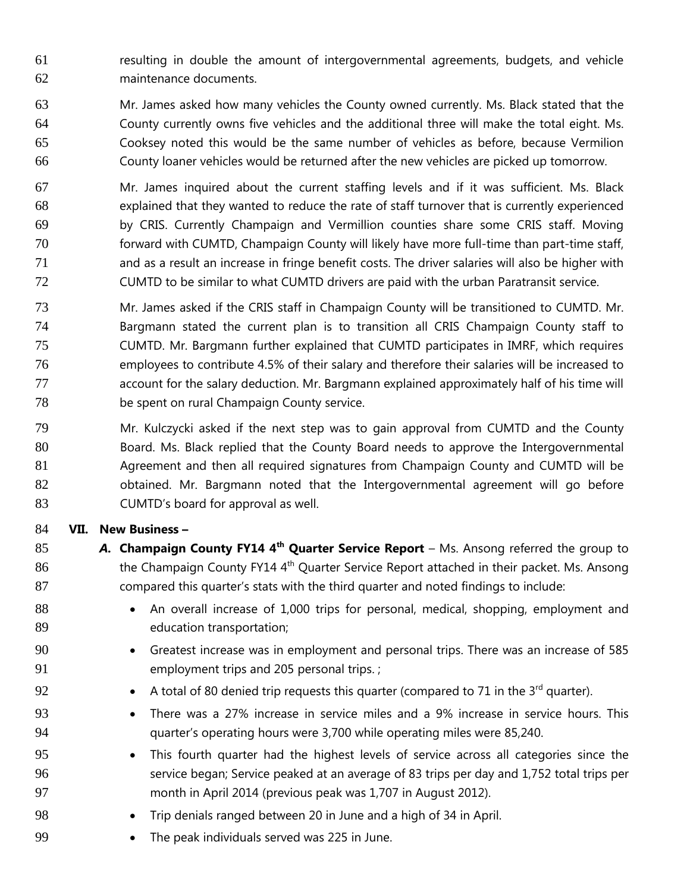resulting in double the amount of intergovernmental agreements, budgets, and vehicle maintenance documents.

Mr. James asked how many vehicles the County owned currently. Ms. Black stated that the County currently owns five vehicles and the additional three will make the total eight. Ms. Cooksey noted this would be the same number of vehicles as before, because Vermilion County loaner vehicles would be returned after the new vehicles are picked up tomorrow.

Mr. James inquired about the current staffing levels and if it was sufficient. Ms. Black explained that they wanted to reduce the rate of staff turnover that is currently experienced by CRIS. Currently Champaign and Vermillion counties share some CRIS staff. Moving forward with CUMTD, Champaign County will likely have more full-time than part-time staff, and as a result an increase in fringe benefit costs. The driver salaries will also be higher with CUMTD to be similar to what CUMTD drivers are paid with the urban Paratransit service.

Mr. James asked if the CRIS staff in Champaign County will be transitioned to CUMTD. Mr. Bargmann stated the current plan is to transition all CRIS Champaign County staff to CUMTD. Mr. Bargmann further explained that CUMTD participates in IMRF, which requires employees to contribute 4.5% of their salary and therefore their salaries will be increased to account for the salary deduction. Mr. Bargmann explained approximately half of his time will be spent on rural Champaign County service.

Mr. Kulczycki asked if the next step was to gain approval from CUMTD and the County Board. Ms. Black replied that the County Board needs to approve the Intergovernmental Agreement and then all required signatures from Champaign County and CUMTD will be obtained. Mr. Bargmann noted that the Intergovernmental agreement will go before CUMTD's board for approval as well.

**VII. New Business –**

***A.* Champaign County FY14 4th Quarter Service Report** – Ms. Ansong referred the group to the Champaign County FY14 4th Quarter Service Report attached in their packet. Ms. Ansong compared this quarter's stats with the third quarter and noted findings to include:

- An overall increase of 1,000 trips for personal, medical, shopping, employment and education transportation;
- Greatest increase was in employment and personal trips. There was an increase of 585 employment trips and 205 personal trips. ;
- A total of 80 denied trip requests this quarter (compared to 71 in the 3rd quarter).
- There was a 27% increase in service miles and a 9% increase in service hours. This quarter's operating hours were 3,700 while operating miles were 85,240.
- This fourth quarter had the highest levels of service across all categories since the service began; Service peaked at an average of 83 trips per day and 1,752 total trips per month in April 2014 (previous peak was 1,707 in August 2012).
- Trip denials ranged between 20 in June and a high of 34 in April.
- The peak individuals served was 225 in June.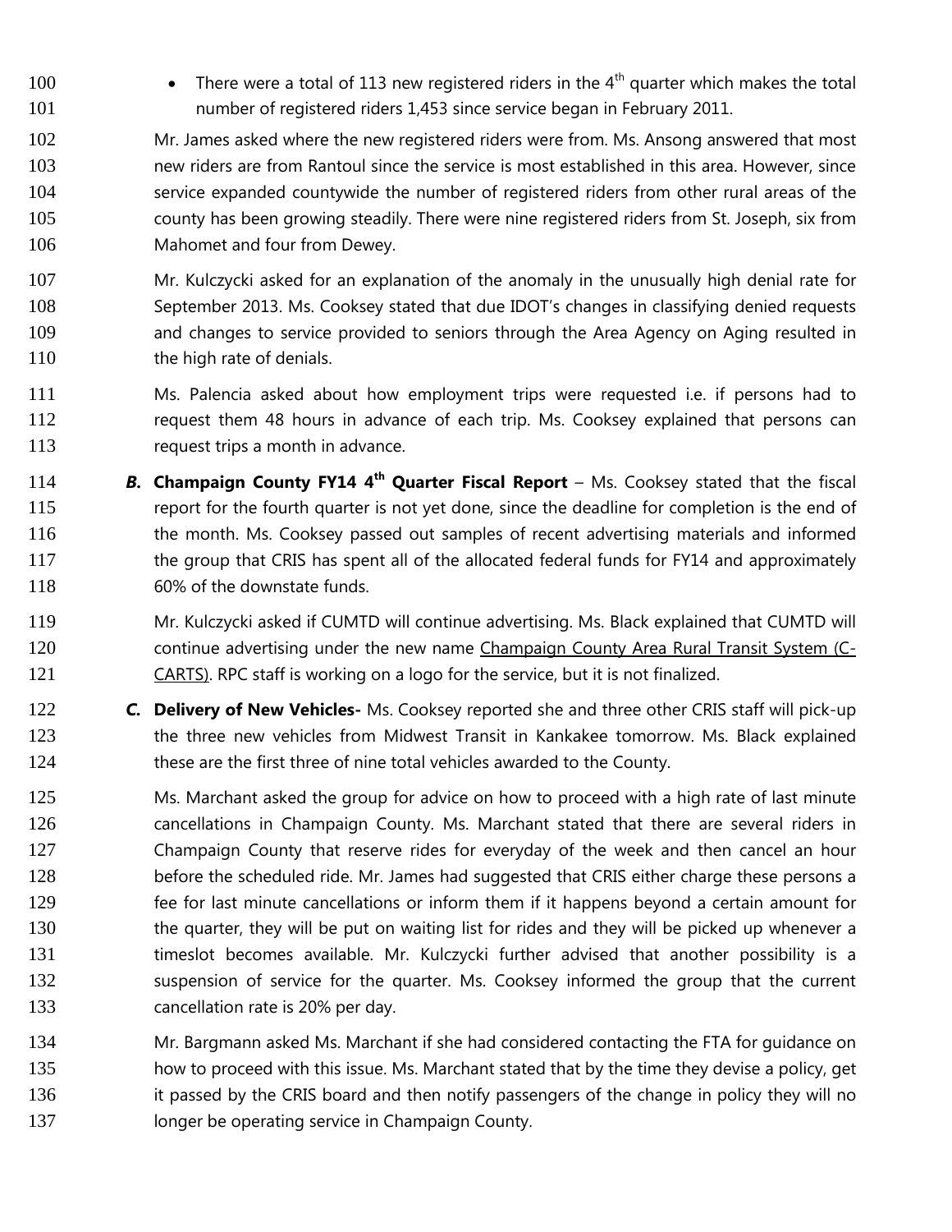- There were a total of 113 new registered riders in the 4th quarter which makes the total number of registered riders 1,453 since service began in February 2011.

Mr. James asked where the new registered riders were from. Ms. Ansong answered that most new riders are from Rantoul since the service is most established in this area. However, since service expanded countywide the number of registered riders from other rural areas of the county has been growing steadily. There were nine registered riders from St. Joseph, six from Mahomet and four from Dewey.

Mr. Kulczycki asked for an explanation of the anomaly in the unusually high denial rate for September 2013. Ms. Cooksey stated that due IDOT's changes in classifying denied requests and changes to service provided to seniors through the Area Agency on Aging resulted in the high rate of denials.

Ms. Palencia asked about how employment trips were requested i.e. if persons had to request them 48 hours in advance of each trip. Ms. Cooksey explained that persons can request trips a month in advance.

***B.*** **Champaign County FY14 4th Quarter Fiscal Report** – Ms. Cooksey stated that the fiscal report for the fourth quarter is not yet done, since the deadline for completion is the end of the month. Ms. Cooksey passed out samples of recent advertising materials and informed the group that CRIS has spent all of the allocated federal funds for FY14 and approximately 60% of the downstate funds.

Mr. Kulczycki asked if CUMTD will continue advertising. Ms. Black explained that CUMTD will continue advertising under the new name Champaign County Area Rural Transit System (C-CARTS). RPC staff is working on a logo for the service, but it is not finalized.

***C.*** **Delivery of New Vehicles-** Ms. Cooksey reported she and three other CRIS staff will pick-up the three new vehicles from Midwest Transit in Kankakee tomorrow. Ms. Black explained these are the first three of nine total vehicles awarded to the County.

Ms. Marchant asked the group for advice on how to proceed with a high rate of last minute cancellations in Champaign County. Ms. Marchant stated that there are several riders in Champaign County that reserve rides for everyday of the week and then cancel an hour before the scheduled ride. Mr. James had suggested that CRIS either charge these persons a fee for last minute cancellations or inform them if it happens beyond a certain amount for the quarter, they will be put on waiting list for rides and they will be picked up whenever a timeslot becomes available. Mr. Kulczycki further advised that another possibility is a suspension of service for the quarter. Ms. Cooksey informed the group that the current cancellation rate is 20% per day.

Mr. Bargmann asked Ms. Marchant if she had considered contacting the FTA for guidance on how to proceed with this issue. Ms. Marchant stated that by the time they devise a policy, get it passed by the CRIS board and then notify passengers of the change in policy they will no longer be operating service in Champaign County.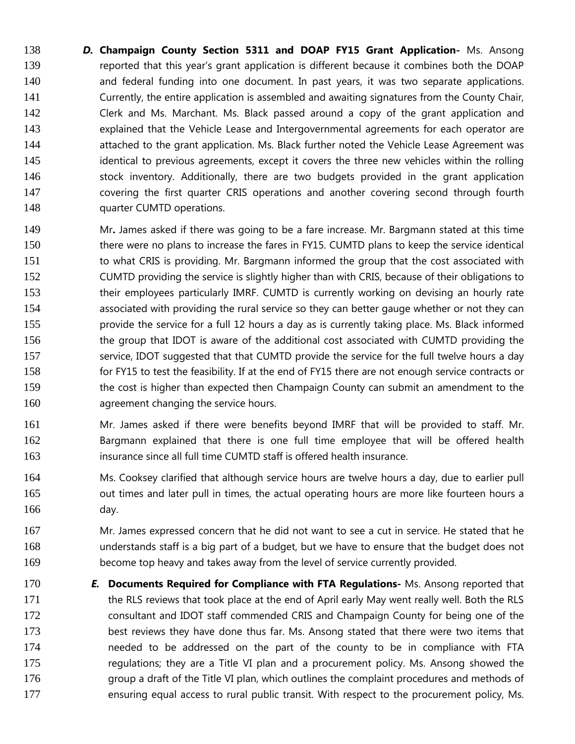***D.*** **Champaign County Section 5311 and DOAP FY15 Grant Application-** Ms. Ansong reported that this year's grant application is different because it combines both the DOAP and federal funding into one document. In past years, it was two separate applications. Currently, the entire application is assembled and awaiting signatures from the County Chair, Clerk and Ms. Marchant. Ms. Black passed around a copy of the grant application and explained that the Vehicle Lease and Intergovernmental agreements for each operator are attached to the grant application. Ms. Black further noted the Vehicle Lease Agreement was identical to previous agreements, except it covers the three new vehicles within the rolling stock inventory. Additionally, there are two budgets provided in the grant application covering the first quarter CRIS operations and another covering second through fourth quarter CUMTD operations.

Mr**.** James asked if there was going to be a fare increase. Mr. Bargmann stated at this time there were no plans to increase the fares in FY15. CUMTD plans to keep the service identical to what CRIS is providing. Mr. Bargmann informed the group that the cost associated with CUMTD providing the service is slightly higher than with CRIS, because of their obligations to their employees particularly IMRF. CUMTD is currently working on devising an hourly rate associated with providing the rural service so they can better gauge whether or not they can provide the service for a full 12 hours a day as is currently taking place. Ms. Black informed the group that IDOT is aware of the additional cost associated with CUMTD providing the service, IDOT suggested that that CUMTD provide the service for the full twelve hours a day for FY15 to test the feasibility. If at the end of FY15 there are not enough service contracts or the cost is higher than expected then Champaign County can submit an amendment to the agreement changing the service hours.

Mr. James asked if there were benefits beyond IMRF that will be provided to staff. Mr. Bargmann explained that there is one full time employee that will be offered health insurance since all full time CUMTD staff is offered health insurance.

Ms. Cooksey clarified that although service hours are twelve hours a day, due to earlier pull out times and later pull in times, the actual operating hours are more like fourteen hours a day.

Mr. James expressed concern that he did not want to see a cut in service. He stated that he understands staff is a big part of a budget, but we have to ensure that the budget does not become top heavy and takes away from the level of service currently provided.

***E.*** **Documents Required for Compliance with FTA Regulations-** Ms. Ansong reported that the RLS reviews that took place at the end of April early May went really well. Both the RLS consultant and IDOT staff commended CRIS and Champaign County for being one of the best reviews they have done thus far. Ms. Ansong stated that there were two items that needed to be addressed on the part of the county to be in compliance with FTA regulations; they are a Title VI plan and a procurement policy. Ms. Ansong showed the group a draft of the Title VI plan, which outlines the complaint procedures and methods of ensuring equal access to rural public transit. With respect to the procurement policy, Ms.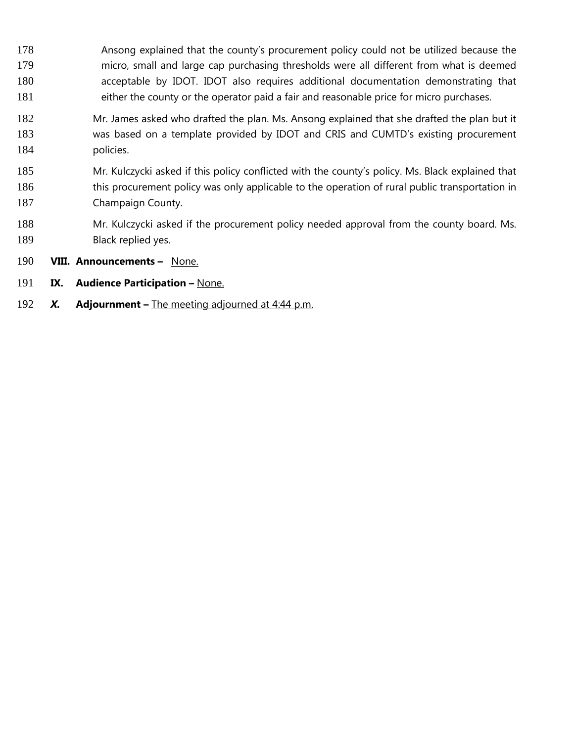Ansong explained that the county's procurement policy could not be utilized because the micro, small and large cap purchasing thresholds were all different from what is deemed acceptable by IDOT. IDOT also requires additional documentation demonstrating that either the county or the operator paid a fair and reasonable price for micro purchases.

Mr. James asked who drafted the plan. Ms. Ansong explained that she drafted the plan but it was based on a template provided by IDOT and CRIS and CUMTD's existing procurement policies.

Mr. Kulczycki asked if this policy conflicted with the county's policy. Ms. Black explained that this procurement policy was only applicable to the operation of rural public transportation in Champaign County.

Mr. Kulczycki asked if the procurement policy needed approval from the county board. Ms. Black replied yes.

**VIII. Announcements –** None.

**IX. Audience Participation –** None.

***X.*** **Adjournment –** The meeting adjourned at 4:44 p.m.